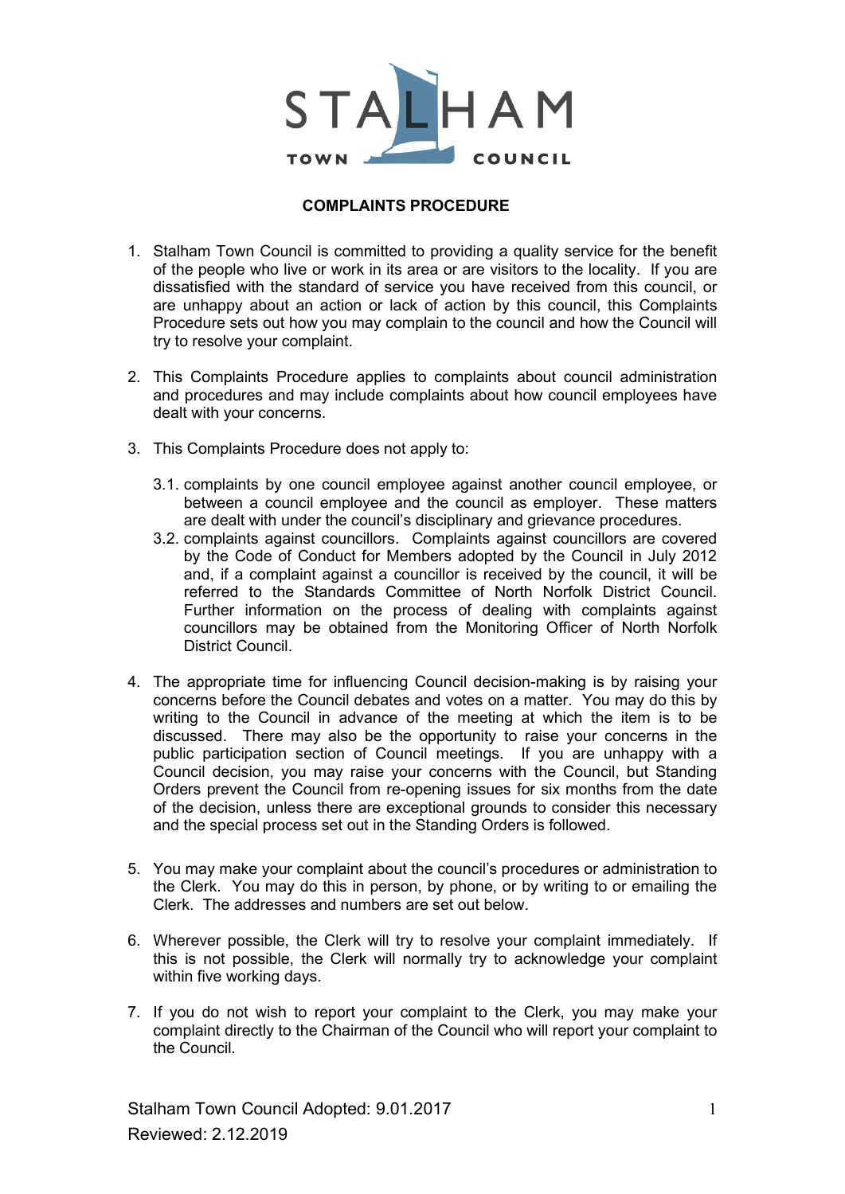STALHAM

TOWN COUNCIL

## COMPLAINTS PROCEDURE

1. Stalham Town Council is committed to providing a quality service for the benefit of the people who live or work in its area or are visitors to the locality. If you are dissatisfied with the standard of service you have received from this council, or are unhappy about an action or lack of action by this council, this Complaints Procedure sets out how you may complain to the council and how the Council will try to resolve your complaint.

2. This Complaints Procedure applies to complaints about council administration and procedures and may include complaints about how council employees have dealt with your concerns.

3. This Complaints Procedure does not apply to:

   3.1. complaints by one council employee against another council employee, or between a council employee and the council as employer. These matters are dealt with under the council's disciplinary and grievance procedures.

   3.2. complaints against councillors. Complaints against councillors are covered by the Code of Conduct for Members adopted by the Council in July 2012 and, if a complaint against a councillor is received by the council, it will be referred to the Standards Committee of North Norfolk District Council. Further information on the process of dealing with complaints against councillors may be obtained from the Monitoring Officer of North Norfolk District Council.

4. The appropriate time for influencing Council decision-making is by raising your concerns before the Council debates and votes on a matter. You may do this by writing to the Council in advance of the meeting at which the item is to be discussed. There may also be the opportunity to raise your concerns in the public participation section of Council meetings. If you are unhappy with a Council decision, you may raise your concerns with the Council, but Standing Orders prevent the Council from re-opening issues for six months from the date of the decision, unless there are exceptional grounds to consider this necessary and the special process set out in the Standing Orders is followed.

5. You may make your complaint about the council's procedures or administration to the Clerk. You may do this in person, by phone, or by writing to or emailing the Clerk. The addresses and numbers are set out below.

6. Wherever possible, the Clerk will try to resolve your complaint immediately. If this is not possible, the Clerk will normally try to acknowledge your complaint within five working days.

7. If you do not wish to report your complaint to the Clerk, you may make your complaint directly to the Chairman of the Council who will report your complaint to the Council.

Stalham Town Council Adopted: 9.01.2017
Reviewed: 2.12.2019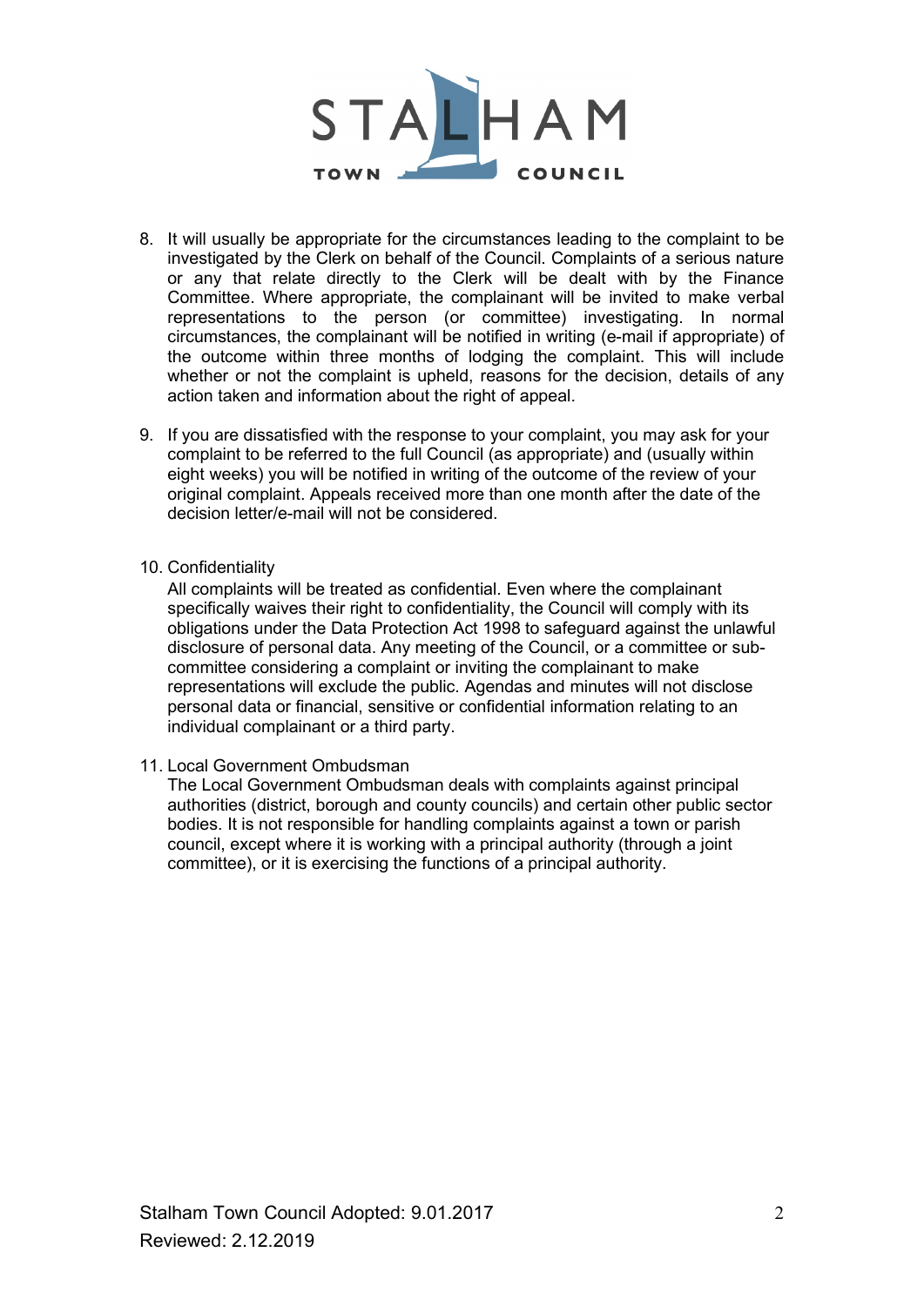8. It will usually be appropriate for the circumstances leading to the complaint to be investigated by the Clerk on behalf of the Council. Complaints of a serious nature or any that relate directly to the Clerk will be dealt with by the Finance Committee. Where appropriate, the complainant will be invited to make verbal representations to the person (or committee) investigating. In normal circumstances, the complainant will be notified in writing (e-mail if appropriate) of the outcome within three months of lodging the complaint. This will include whether or not the complaint is upheld, reasons for the decision, details of any action taken and information about the right of appeal.

9. If you are dissatisfied with the response to your complaint, you may ask for your complaint to be referred to the full Council (as appropriate) and (usually within eight weeks) you will be notified in writing of the outcome of the review of your original complaint. Appeals received more than one month after the date of the decision letter/e-mail will not be considered.

10. Confidentiality
    All complaints will be treated as confidential. Even where the complainant specifically waives their right to confidentiality, the Council will comply with its obligations under the Data Protection Act 1998 to safeguard against the unlawful disclosure of personal data. Any meeting of the Council, or a committee or sub-committee considering a complaint or inviting the complainant to make representations will exclude the public. Agendas and minutes will not disclose personal data or financial, sensitive or confidential information relating to an individual complainant or a third party.

11. Local Government Ombudsman
    The Local Government Ombudsman deals with complaints against principal authorities (district, borough and county councils) and certain other public sector bodies. It is not responsible for handling complaints against a town or parish council, except where it is working with a principal authority (through a joint committee), or it is exercising the functions of a principal authority.

Stalham Town Council Adopted: 9.01.2017
Reviewed: 2.12.2019